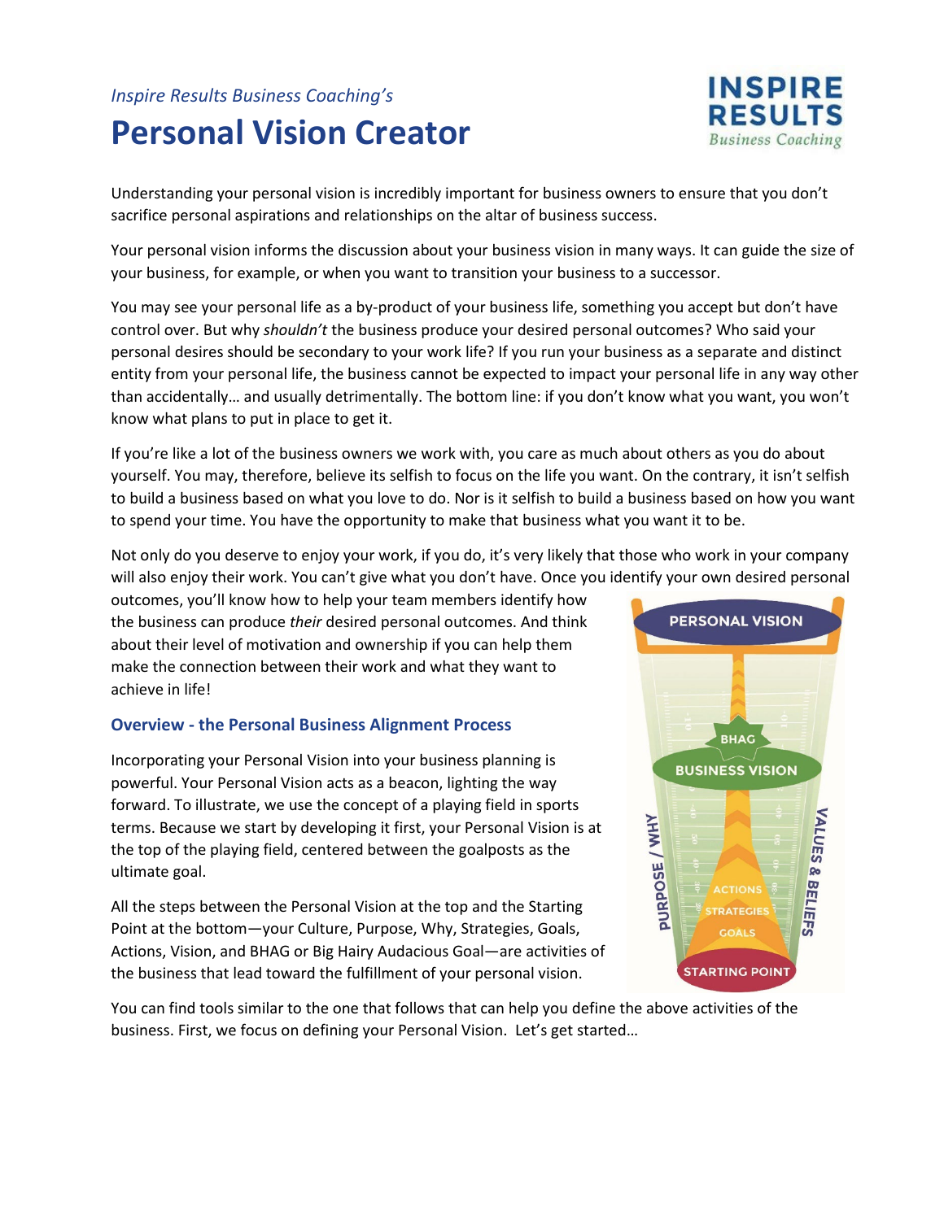*Inspire Results Business Coaching's*

# Personal Vision Creator

Understanding your personal vision is incredibly important for business owners to ensure that you don't sacrifice personal aspirations and relationships on the altar of business success.

Your personal vision informs the discussion about your business vision in many ways. It can guide the size of your business, for example, or when you want to transition your business to a successor.

You may see your personal life as a by-product of your business life, something you accept but don't have control over. But why *shouldn't* the business produce your desired personal outcomes? Who said your personal desires should be secondary to your work life? If you run your business as a separate and distinct entity from your personal life, the business cannot be expected to impact your personal life in any way other than accidentally… and usually detrimentally. The bottom line: if you don't know what you want, you won't know what plans to put in place to get it.

If you're like a lot of the business owners we work with, you care as much about others as you do about yourself. You may, therefore, believe its selfish to focus on the life you want. On the contrary, it isn't selfish to build a business based on what you love to do. Nor is it selfish to build a business based on how you want to spend your time. You have the opportunity to make that business what you want it to be.

Not only do you deserve to enjoy your work, if you do, it's very likely that those who work in your company will also enjoy their work. You can't give what you don't have. Once you identify your own desired personal outcomes, you'll know how to help your team members identify how the business can produce *their* desired personal outcomes. And think about their level of motivation and ownership if you can help them make the connection between their work and what they want to achieve in life!

### Overview - the Personal Business Alignment Process

Incorporating your Personal Vision into your business planning is powerful. Your Personal Vision acts as a beacon, lighting the way forward. To illustrate, we use the concept of a playing field in sports terms. Because we start by developing it first, your Personal Vision is at the top of the playing field, centered between the goalposts as the ultimate goal.

All the steps between the Personal Vision at the top and the Starting Point at the bottom—your Culture, Purpose, Why, Strategies, Goals, Actions, Vision, and BHAG or Big Hairy Audacious Goal—are activities of the business that lead toward the fulfillment of your personal vision.

You can find tools similar to the one that follows that can help you define the above activities of the business. First, we focus on defining your Personal Vision. Let's get started…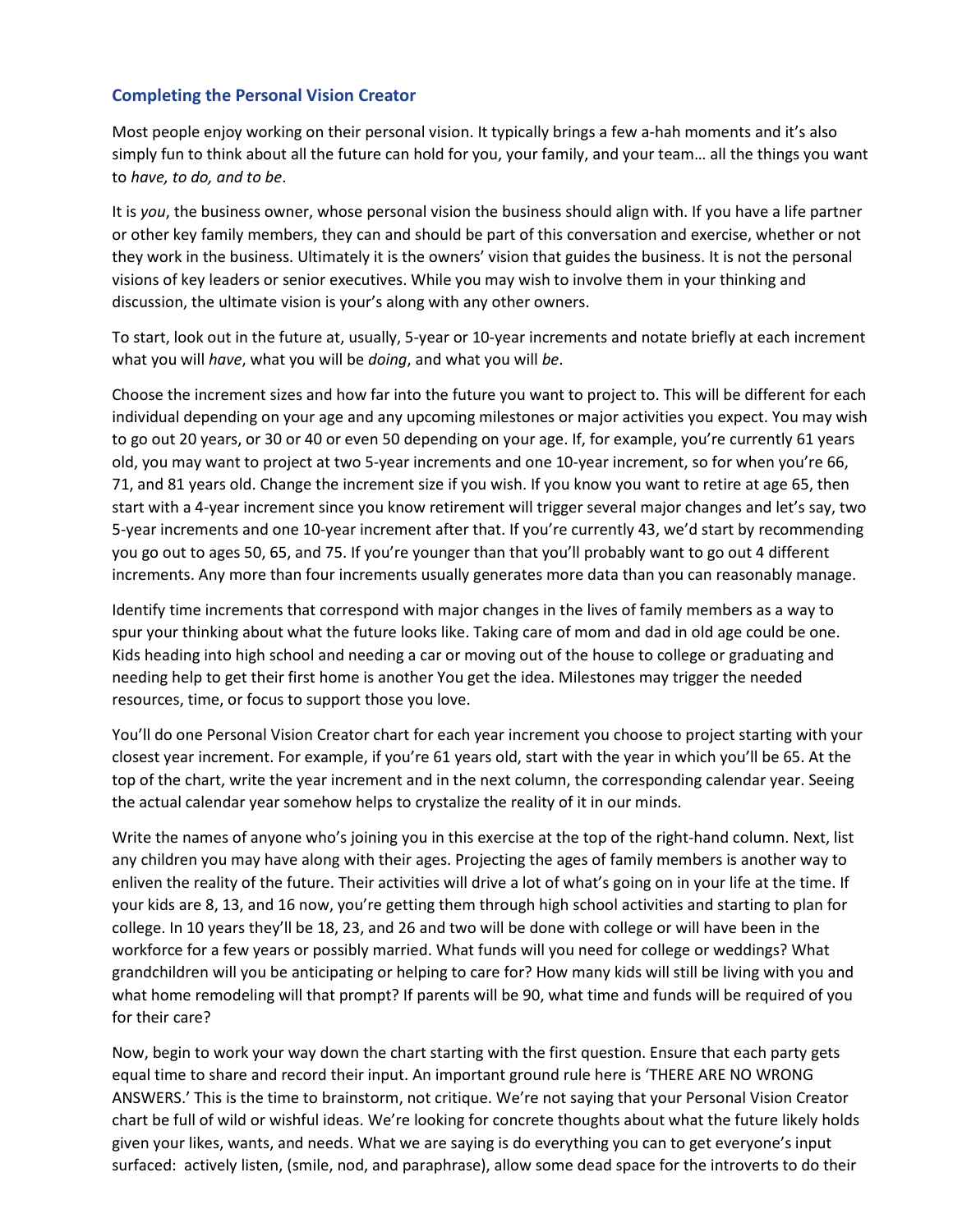### Completing the Personal Vision Creator

Most people enjoy working on their personal vision. It typically brings a few a-hah moments and it's also simply fun to think about all the future can hold for you, your family, and your team… all the things you want to *have, to do, and to be*.

It is *you*, the business owner, whose personal vision the business should align with. If you have a life partner or other key family members, they can and should be part of this conversation and exercise, whether or not they work in the business. Ultimately it is the owners' vision that guides the business. It is not the personal visions of key leaders or senior executives. While you may wish to involve them in your thinking and discussion, the ultimate vision is your's along with any other owners.

To start, look out in the future at, usually, 5-year or 10-year increments and notate briefly at each increment what you will *have*, what you will be *doing*, and what you will *be*.

Choose the increment sizes and how far into the future you want to project to. This will be different for each individual depending on your age and any upcoming milestones or major activities you expect. You may wish to go out 20 years, or 30 or 40 or even 50 depending on your age. If, for example, you're currently 61 years old, you may want to project at two 5-year increments and one 10-year increment, so for when you're 66, 71, and 81 years old. Change the increment size if you wish. If you know you want to retire at age 65, then start with a 4-year increment since you know retirement will trigger several major changes and let's say, two 5-year increments and one 10-year increment after that. If you're currently 43, we'd start by recommending you go out to ages 50, 65, and 75. If you're younger than that you'll probably want to go out 4 different increments. Any more than four increments usually generates more data than you can reasonably manage.

Identify time increments that correspond with major changes in the lives of family members as a way to spur your thinking about what the future looks like. Taking care of mom and dad in old age could be one. Kids heading into high school and needing a car or moving out of the house to college or graduating and needing help to get their first home is another You get the idea. Milestones may trigger the needed resources, time, or focus to support those you love.

You'll do one Personal Vision Creator chart for each year increment you choose to project starting with your closest year increment. For example, if you're 61 years old, start with the year in which you'll be 65. At the top of the chart, write the year increment and in the next column, the corresponding calendar year. Seeing the actual calendar year somehow helps to crystalize the reality of it in our minds.

Write the names of anyone who's joining you in this exercise at the top of the right-hand column. Next, list any children you may have along with their ages. Projecting the ages of family members is another way to enliven the reality of the future. Their activities will drive a lot of what's going on in your life at the time. If your kids are 8, 13, and 16 now, you're getting them through high school activities and starting to plan for college. In 10 years they'll be 18, 23, and 26 and two will be done with college or will have been in the workforce for a few years or possibly married. What funds will you need for college or weddings? What grandchildren will you be anticipating or helping to care for? How many kids will still be living with you and what home remodeling will that prompt? If parents will be 90, what time and funds will be required of you for their care?

Now, begin to work your way down the chart starting with the first question. Ensure that each party gets equal time to share and record their input. An important ground rule here is 'THERE ARE NO WRONG ANSWERS.' This is the time to brainstorm, not critique. We're not saying that your Personal Vision Creator chart be full of wild or wishful ideas. We're looking for concrete thoughts about what the future likely holds given your likes, wants, and needs. What we are saying is do everything you can to get everyone's input surfaced: actively listen, (smile, nod, and paraphrase), allow some dead space for the introverts to do their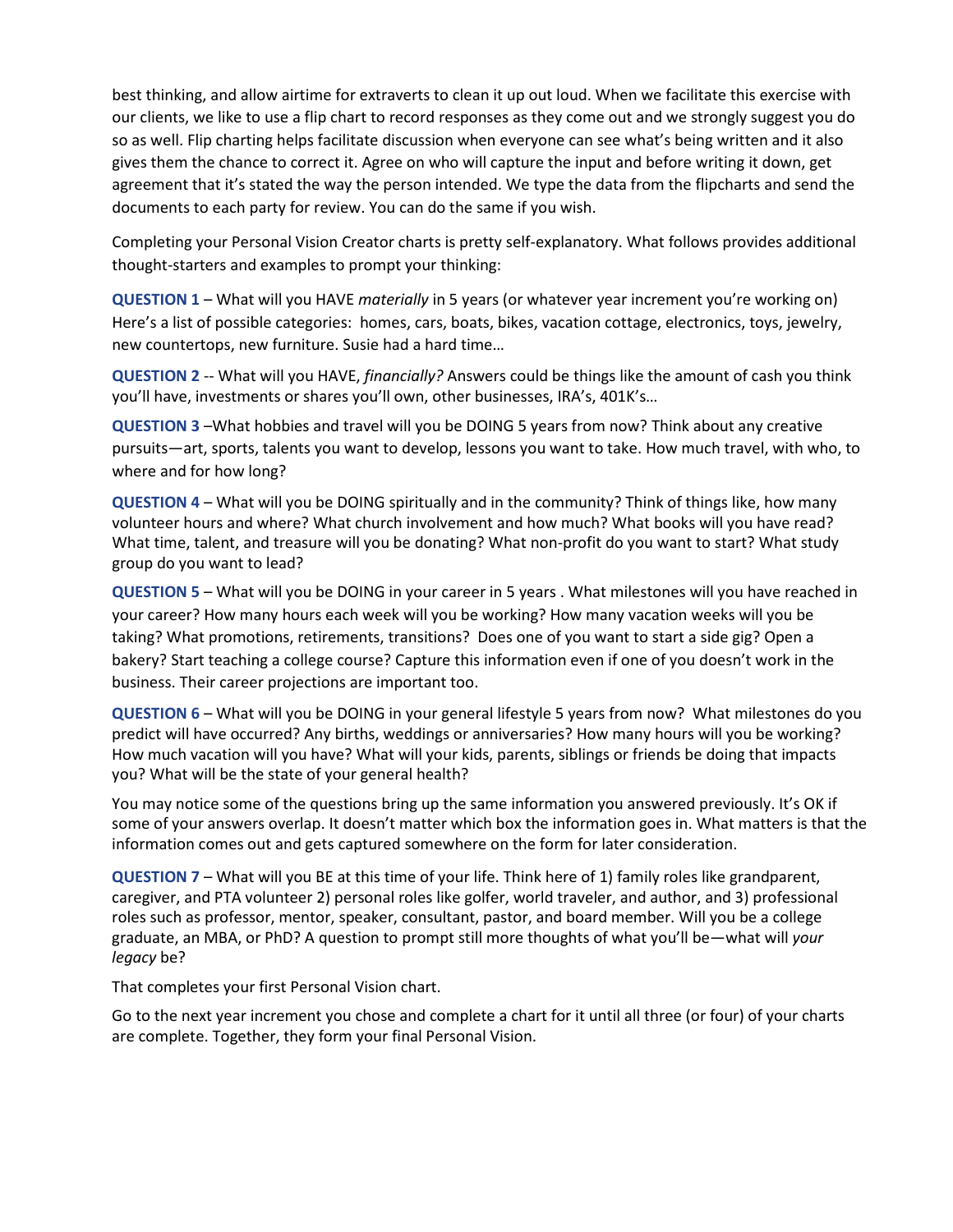best thinking, and allow airtime for extraverts to clean it up out loud. When we facilitate this exercise with our clients, we like to use a flip chart to record responses as they come out and we strongly suggest you do so as well. Flip charting helps facilitate discussion when everyone can see what's being written and it also gives them the chance to correct it. Agree on who will capture the input and before writing it down, get agreement that it's stated the way the person intended. We type the data from the flipcharts and send the documents to each party for review. You can do the same if you wish.

Completing your Personal Vision Creator charts is pretty self-explanatory. What follows provides additional thought-starters and examples to prompt your thinking:

**QUESTION 1** – What will you HAVE *materially* in 5 years (or whatever year increment you're working on) Here's a list of possible categories: homes, cars, boats, bikes, vacation cottage, electronics, toys, jewelry, new countertops, new furniture. Susie had a hard time…

**QUESTION 2** -- What will you HAVE, *financially?* Answers could be things like the amount of cash you think you'll have, investments or shares you'll own, other businesses, IRA's, 401K's…

**QUESTION 3** –What hobbies and travel will you be DOING 5 years from now? Think about any creative pursuits—art, sports, talents you want to develop, lessons you want to take. How much travel, with who, to where and for how long?

**QUESTION 4** – What will you be DOING spiritually and in the community? Think of things like, how many volunteer hours and where? What church involvement and how much? What books will you have read? What time, talent, and treasure will you be donating? What non-profit do you want to start? What study group do you want to lead?

**QUESTION 5** – What will you be DOING in your career in 5 years . What milestones will you have reached in your career? How many hours each week will you be working? How many vacation weeks will you be taking? What promotions, retirements, transitions? Does one of you want to start a side gig? Open a bakery? Start teaching a college course? Capture this information even if one of you doesn't work in the business. Their career projections are important too.

**QUESTION 6** – What will you be DOING in your general lifestyle 5 years from now? What milestones do you predict will have occurred? Any births, weddings or anniversaries? How many hours will you be working? How much vacation will you have? What will your kids, parents, siblings or friends be doing that impacts you? What will be the state of your general health?

You may notice some of the questions bring up the same information you answered previously. It's OK if some of your answers overlap. It doesn't matter which box the information goes in. What matters is that the information comes out and gets captured somewhere on the form for later consideration.

**QUESTION 7** – What will you BE at this time of your life. Think here of 1) family roles like grandparent, caregiver, and PTA volunteer 2) personal roles like golfer, world traveler, and author, and 3) professional roles such as professor, mentor, speaker, consultant, pastor, and board member. Will you be a college graduate, an MBA, or PhD? A question to prompt still more thoughts of what you'll be—what will *your legacy* be?

That completes your first Personal Vision chart.

Go to the next year increment you chose and complete a chart for it until all three (or four) of your charts are complete. Together, they form your final Personal Vision.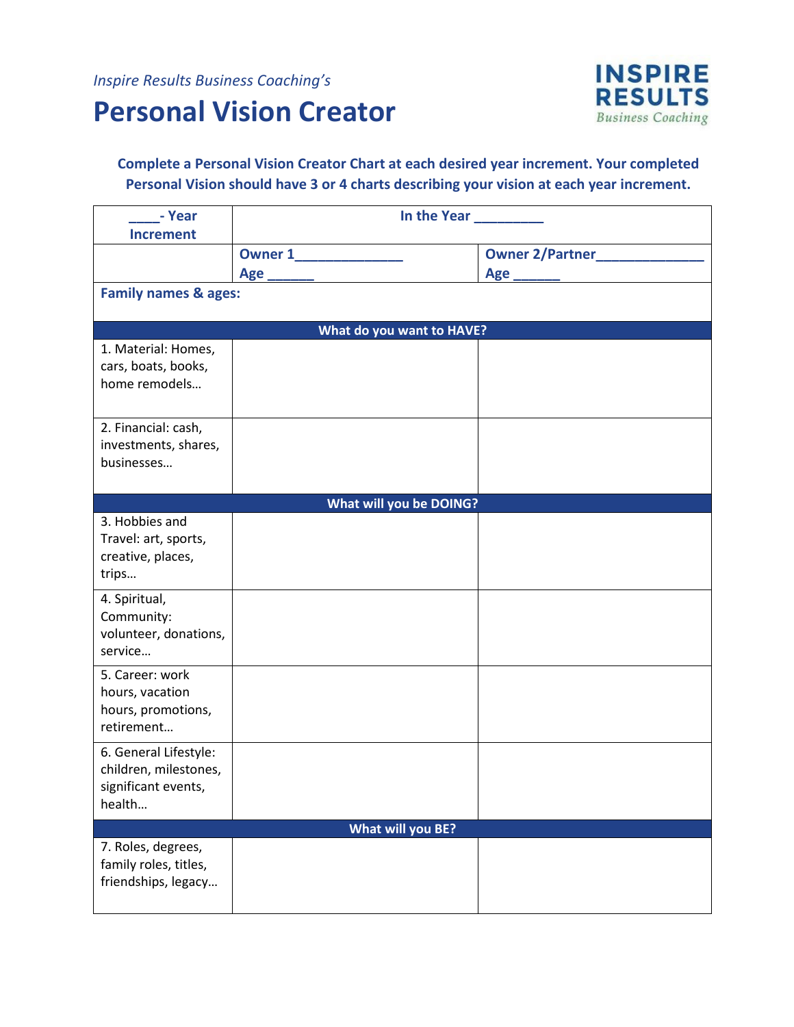*Inspire Results Business Coaching's*

# Personal Vision Creator

**Complete a Personal Vision Creator Chart at each desired year increment. Your completed Personal Vision should have 3 or 4 charts describing your vision at each year increment.**

| **____- Year Increment** | **In the Year ________** | |
|---|---|---|
| | **Owner 1_____________ Age ______** | **Owner 2/Partner_____________ Age ______** |
| **Family names & ages:** | | |
| **What do you want to HAVE?** | | |
| 1. Material: Homes, cars, boats, books, home remodels… | | |
| 2. Financial: cash, investments, shares, businesses… | | |
| **What will you be DOING?** | | |
| 3. Hobbies and Travel: art, sports, creative, places, trips… | | |
| 4. Spiritual, Community: volunteer, donations, service… | | |
| 5. Career: work hours, vacation hours, promotions, retirement… | | |
| 6. General Lifestyle: children, milestones, significant events, health… | | |
| **What will you BE?** | | |
| 7. Roles, degrees, family roles, titles, friendships, legacy… | | |